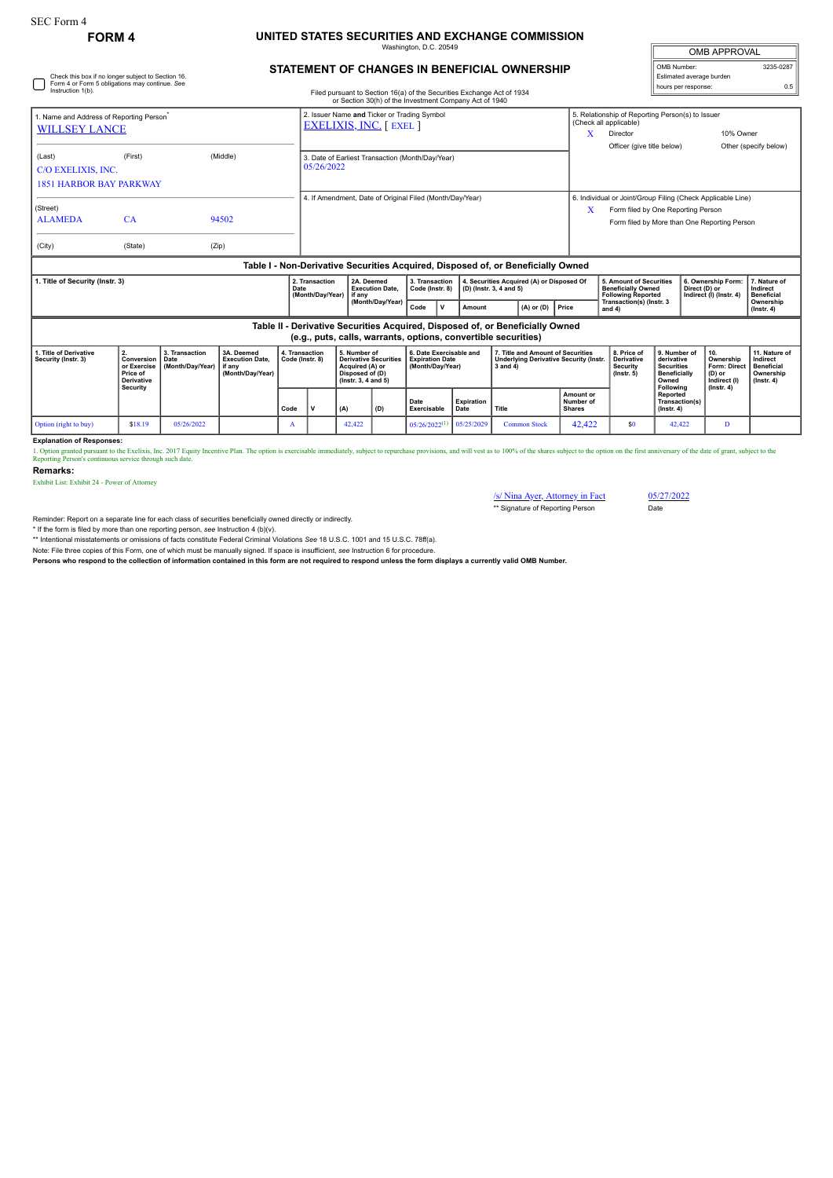SEC Form 4

**FORM 4**

# UNITED STATES SECURITIES AND EXCHANGE COMMISSION

Washington, D.C. 20549

## STATEMENT OF CHANGES IN BENEFICIAL OWNERSHIP

Filed pursuant to Section 16(a) of the Securities Exchange Act of 1934 or Section 30(h) of the Investment Company Act of 1940

| OMB APPROVAL | |
|---|---|
| OMB Number: | 3235-0287 |
| Estimated average burden | |
| hours per response: | 0.5 |

☐ Check this box if no longer subject to Section 16. Form 4 or Form 5 obligations may continue. *See* Instruction 1(b).

1. Name and Address of Reporting Person*
WILLSEY LANCE

(Last) (First) (Middle)
C/O EXELIXIS, INC.
1851 HARBOR BAY PARKWAY

(Street)
ALAMEDA CA 94502

(City) (State) (Zip)

2. Issuer Name **and** Ticker or Trading Symbol
EXELIXIS, INC. [ EXEL ]

3. Date of Earliest Transaction (Month/Day/Year)
05/26/2022

4. If Amendment, Date of Original Filed (Month/Day/Year)

5. Relationship of Reporting Person(s) to Issuer (Check all applicable)
X Director
10% Owner
Officer (give title below)
Other (specify below)

6. Individual or Joint/Group Filing (Check Applicable Line)
X Form filed by One Reporting Person
Form filed by More than One Reporting Person

### Table I - Non-Derivative Securities Acquired, Disposed of, or Beneficially Owned

| 1. Title of Security (Instr. 3) | 2. Transaction Date (Month/Day/Year) | 2A. Deemed Execution Date, if any (Month/Day/Year) | 3. Transaction Code (Instr. 8) | | 4. Securities Acquired (A) or Disposed Of (D) (Instr. 3, 4 and 5) | | | 5. Amount of Securities Beneficially Owned Following Reported Transaction(s) (Instr. 3 and 4) | 6. Ownership Form: Direct (D) or Indirect (I) (Instr. 4) | 7. Nature of Indirect Beneficial Ownership (Instr. 4) |
|---|---|---|---|---|---|---|---|---|---|---|
| | | | Code | V | Amount | (A) or (D) | Price | | | |

### Table II - Derivative Securities Acquired, Disposed of, or Beneficially Owned (e.g., puts, calls, warrants, options, convertible securities)

| 1. Title of Derivative Security (Instr. 3) | 2. Conversion or Exercise Price of Derivative Security | 3. Transaction Date (Month/Day/Year) | 3A. Deemed Execution Date, if any (Month/Day/Year) | 4. Transaction Code (Instr. 8) | | 5. Number of Derivative Securities Acquired (A) or Disposed of (D) (Instr. 3, 4 and 5) | | 6. Date Exercisable and Expiration Date (Month/Day/Year) | | 7. Title and Amount of Securities Underlying Derivative Security (Instr. 3 and 4) | | 8. Price of Derivative Security (Instr. 5) | 9. Number of derivative Securities Beneficially Owned Following Reported Transaction(s) (Instr. 4) | 10. Ownership Form: Direct (D) or Indirect (I) (Instr. 4) | 11. Nature of Indirect Beneficial Ownership (Instr. 4) |
|---|---|---|---|---|---|---|---|---|---|---|---|---|---|---|---|
| | | | | Code | V | (A) | (D) | Date Exercisable | Expiration Date | Title | Amount or Number of Shares | | | | |
| Option (right to buy) | $18.19 | 05/26/2022 | | A | | 42,422 | | 05/26/2022[1] | 05/25/2029 | Common Stock | 42,422 | $0 | 42,422 | D | |

**Explanation of Responses:**

1. Option granted pursuant to the Exelixis, Inc. 2017 Equity Incentive Plan. The option is exercisable immediately, subject to repurchase provisions, and will vest as to 100% of the shares subject to the option on the first anniversary of the date of grant, subject to the Reporting Person's continuous service through such date.

**Remarks:**

Exhibit List: Exhibit 24 - Power of Attorney

/s/ Nina Ayer, Attorney in Fact — 05/27/2022
** Signature of Reporting Person — Date

Reminder: Report on a separate line for each class of securities beneficially owned directly or indirectly.

\* If the form is filed by more than one reporting person, *see* Instruction 4 (b)(v).

** Intentional misstatements or omissions of facts constitute Federal Criminal Violations *See* 18 U.S.C. 1001 and 15 U.S.C. 78ff(a).

Note: File three copies of this Form, one of which must be manually signed. If space is insufficient, *see* Instruction 6 for procedure.

**Persons who respond to the collection of information contained in this form are not required to respond unless the form displays a currently valid OMB Number.**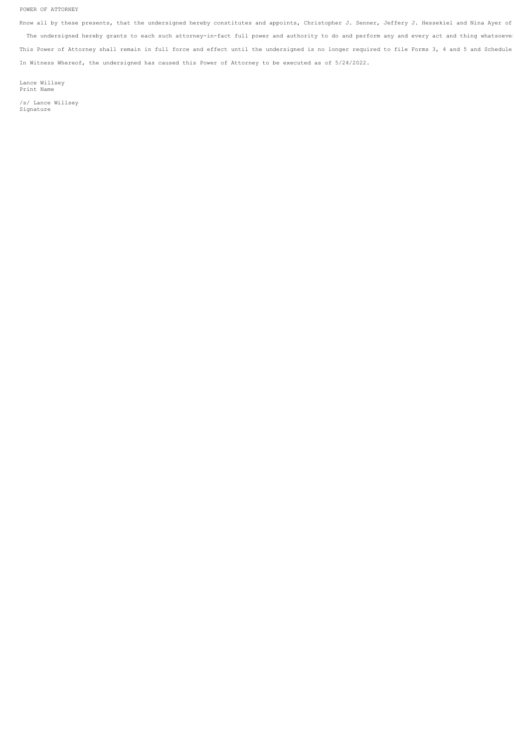POWER OF ATTORNEY

Know all by these presents, that the undersigned hereby constitutes and appoints, Christopher J. Senner, Jeffery J. Hessekiel and Nina Ayer of

The undersigned hereby grants to each such attorney-in-fact full power and authority to do and perform any and every act and thing whatsoeve

This Power of Attorney shall remain in full force and effect until the undersigned is no longer required to file Forms 3, 4 and 5 and Schedule

In Witness Whereof, the undersigned has caused this Power of Attorney to be executed as of 5/24/2022.

Lance Willsey
Print Name

/s/ Lance Willsey
Signature